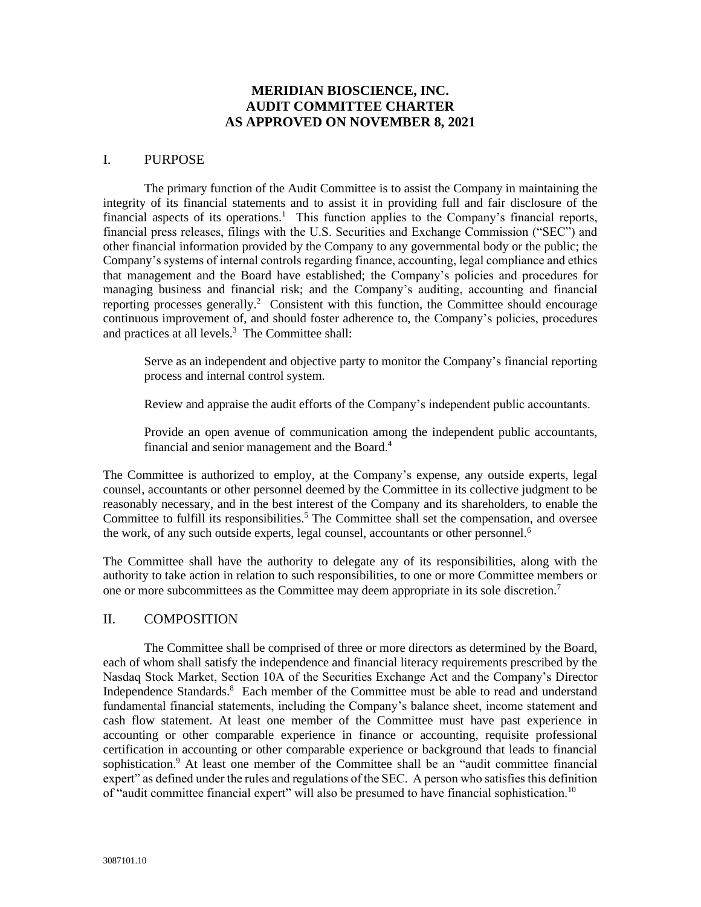# MERIDIAN BIOSCIENCE, INC.
# AUDIT COMMITTEE CHARTER
# AS APPROVED ON NOVEMBER 8, 2021

## I. PURPOSE

The primary function of the Audit Committee is to assist the Company in maintaining the integrity of its financial statements and to assist it in providing full and fair disclosure of the financial aspects of its operations.[1] This function applies to the Company's financial reports, financial press releases, filings with the U.S. Securities and Exchange Commission ("SEC") and other financial information provided by the Company to any governmental body or the public; the Company's systems of internal controls regarding finance, accounting, legal compliance and ethics that management and the Board have established; the Company's policies and procedures for managing business and financial risk; and the Company's auditing, accounting and financial reporting processes generally.[2] Consistent with this function, the Committee should encourage continuous improvement of, and should foster adherence to, the Company's policies, procedures and practices at all levels.[3] The Committee shall:

> Serve as an independent and objective party to monitor the Company's financial reporting process and internal control system.
>
> Review and appraise the audit efforts of the Company's independent public accountants.
>
> Provide an open avenue of communication among the independent public accountants, financial and senior management and the Board.[4]

The Committee is authorized to employ, at the Company's expense, any outside experts, legal counsel, accountants or other personnel deemed by the Committee in its collective judgment to be reasonably necessary, and in the best interest of the Company and its shareholders, to enable the Committee to fulfill its responsibilities.[5] The Committee shall set the compensation, and oversee the work, of any such outside experts, legal counsel, accountants or other personnel.[6]

The Committee shall have the authority to delegate any of its responsibilities, along with the authority to take action in relation to such responsibilities, to one or more Committee members or one or more subcommittees as the Committee may deem appropriate in its sole discretion.[7]

## II. COMPOSITION

The Committee shall be comprised of three or more directors as determined by the Board, each of whom shall satisfy the independence and financial literacy requirements prescribed by the Nasdaq Stock Market, Section 10A of the Securities Exchange Act and the Company's Director Independence Standards.[8] Each member of the Committee must be able to read and understand fundamental financial statements, including the Company's balance sheet, income statement and cash flow statement. At least one member of the Committee must have past experience in accounting or other comparable experience in finance or accounting, requisite professional certification in accounting or other comparable experience or background that leads to financial sophistication.[9] At least one member of the Committee shall be an "audit committee financial expert" as defined under the rules and regulations of the SEC. A person who satisfies this definition of "audit committee financial expert" will also be presumed to have financial sophistication.[10]

3087101.10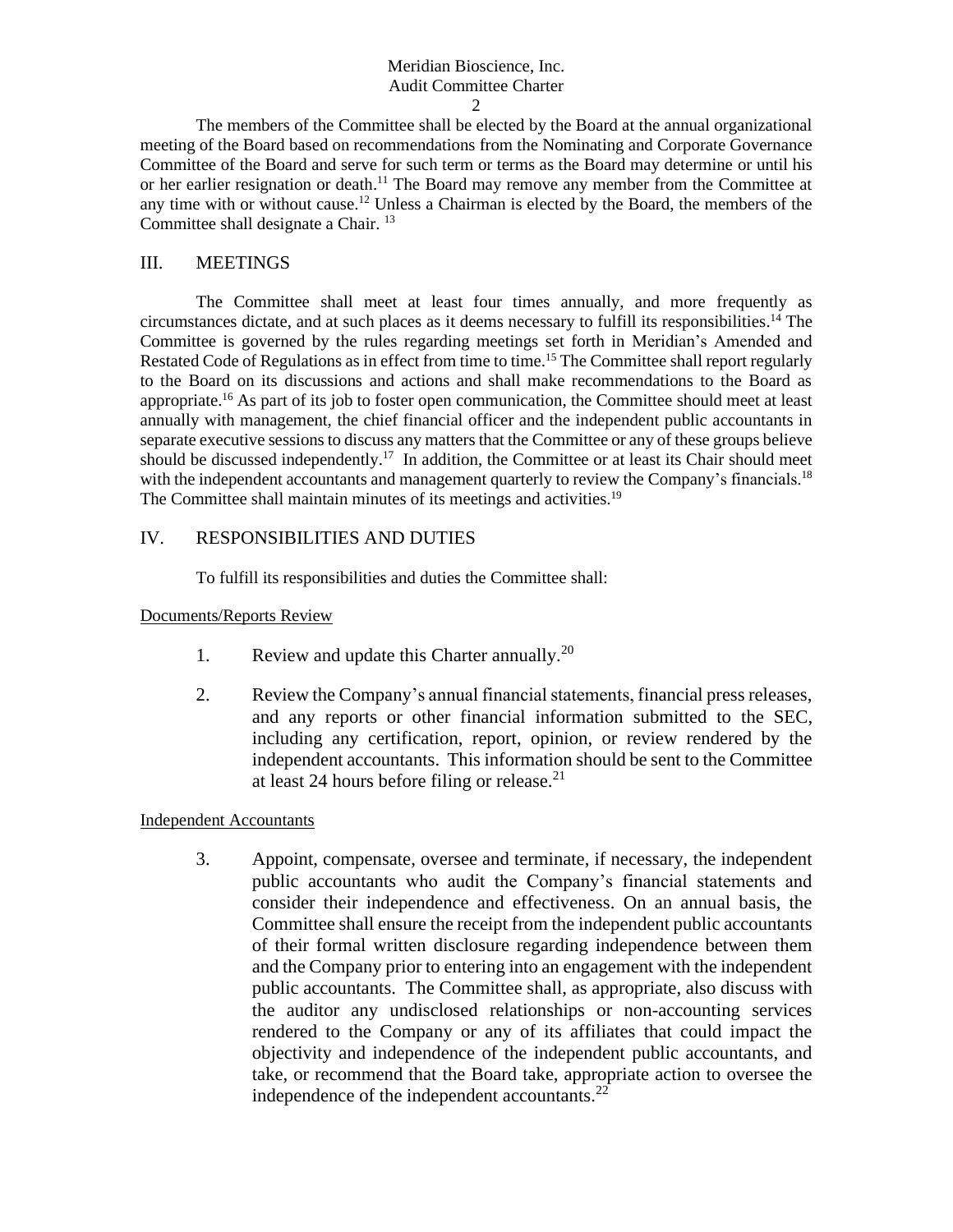The members of the Committee shall be elected by the Board at the annual organizational meeting of the Board based on recommendations from the Nominating and Corporate Governance Committee of the Board and serve for such term or terms as the Board may determine or until his or her earlier resignation or death.[11] The Board may remove any member from the Committee at any time with or without cause.[12] Unless a Chairman is elected by the Board, the members of the Committee shall designate a Chair.[13]

## III. MEETINGS

The Committee shall meet at least four times annually, and more frequently as circumstances dictate, and at such places as it deems necessary to fulfill its responsibilities.[14] The Committee is governed by the rules regarding meetings set forth in Meridian's Amended and Restated Code of Regulations as in effect from time to time.[15] The Committee shall report regularly to the Board on its discussions and actions and shall make recommendations to the Board as appropriate.[16] As part of its job to foster open communication, the Committee should meet at least annually with management, the chief financial officer and the independent public accountants in separate executive sessions to discuss any matters that the Committee or any of these groups believe should be discussed independently.[17] In addition, the Committee or at least its Chair should meet with the independent accountants and management quarterly to review the Company's financials.[18] The Committee shall maintain minutes of its meetings and activities.[19]

## IV. RESPONSIBILITIES AND DUTIES

To fulfill its responsibilities and duties the Committee shall:

Documents/Reports Review

1. Review and update this Charter annually.[20]

2. Review the Company's annual financial statements, financial press releases, and any reports or other financial information submitted to the SEC, including any certification, report, opinion, or review rendered by the independent accountants. This information should be sent to the Committee at least 24 hours before filing or release.[21]

Independent Accountants

3. Appoint, compensate, oversee and terminate, if necessary, the independent public accountants who audit the Company's financial statements and consider their independence and effectiveness. On an annual basis, the Committee shall ensure the receipt from the independent public accountants of their formal written disclosure regarding independence between them and the Company prior to entering into an engagement with the independent public accountants. The Committee shall, as appropriate, also discuss with the auditor any undisclosed relationships or non-accounting services rendered to the Company or any of its affiliates that could impact the objectivity and independence of the independent public accountants, and take, or recommend that the Board take, appropriate action to oversee the independence of the independent accountants.[22]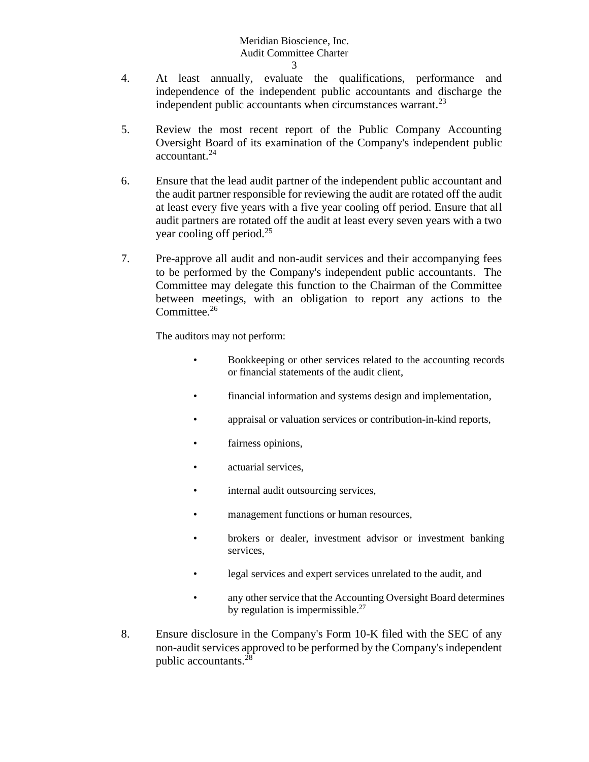4. At least annually, evaluate the qualifications, performance and independence of the independent public accountants and discharge the independent public accountants when circumstances warrant.[23]

5. Review the most recent report of the Public Company Accounting Oversight Board of its examination of the Company's independent public accountant.[24]

6. Ensure that the lead audit partner of the independent public accountant and the audit partner responsible for reviewing the audit are rotated off the audit at least every five years with a five year cooling off period. Ensure that all audit partners are rotated off the audit at least every seven years with a two year cooling off period.[25]

7. Pre-approve all audit and non-audit services and their accompanying fees to be performed by the Company's independent public accountants. The Committee may delegate this function to the Chairman of the Committee between meetings, with an obligation to report any actions to the Committee.[26]

   The auditors may not perform:

   - Bookkeeping or other services related to the accounting records or financial statements of the audit client,
   - financial information and systems design and implementation,
   - appraisal or valuation services or contribution-in-kind reports,
   - fairness opinions,
   - actuarial services,
   - internal audit outsourcing services,
   - management functions or human resources,
   - brokers or dealer, investment advisor or investment banking services,
   - legal services and expert services unrelated to the audit, and
   - any other service that the Accounting Oversight Board determines by regulation is impermissible.[27]

8. Ensure disclosure in the Company's Form 10-K filed with the SEC of any non-audit services approved to be performed by the Company's independent public accountants.[28]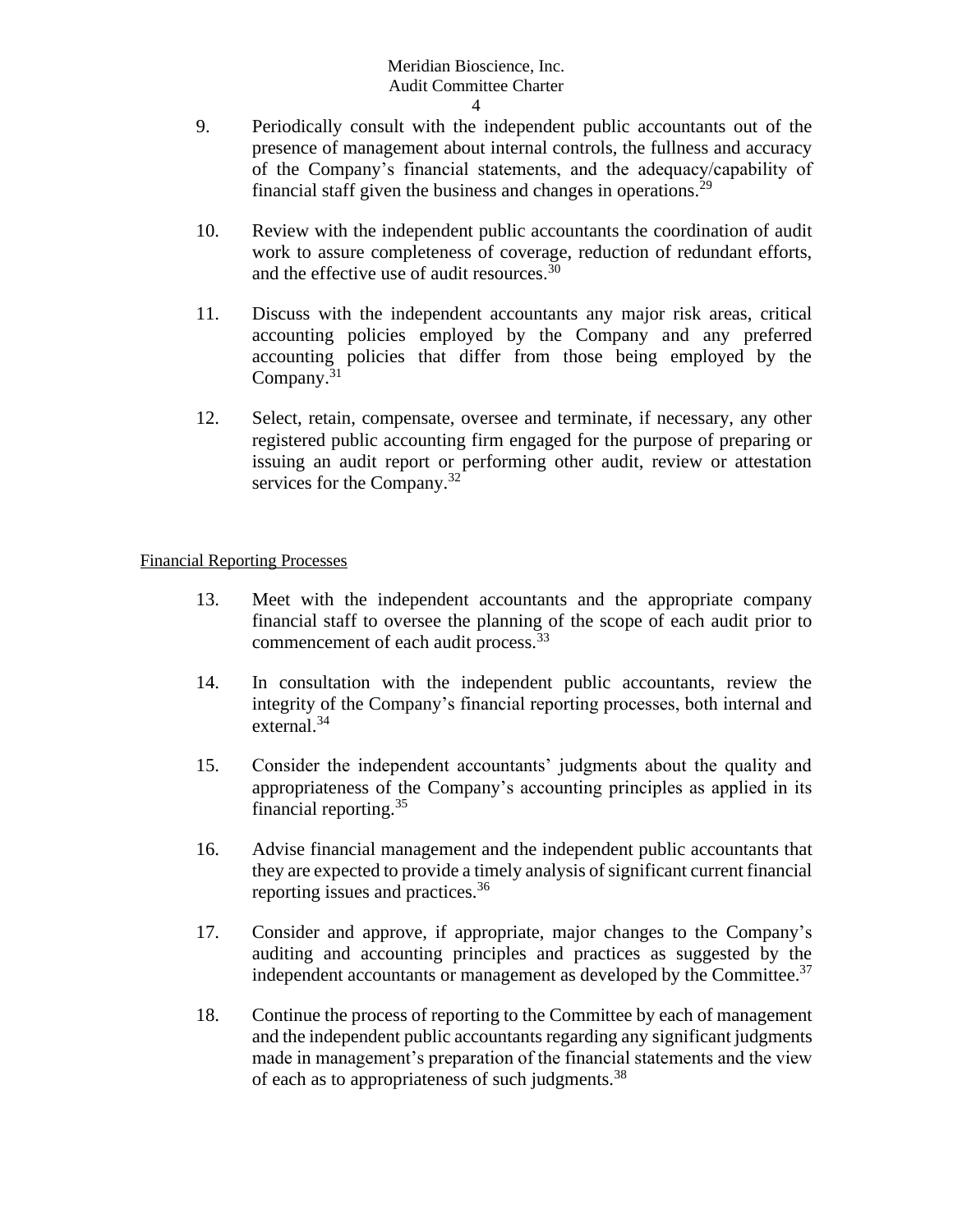9. Periodically consult with the independent public accountants out of the presence of management about internal controls, the fullness and accuracy of the Company's financial statements, and the adequacy/capability of financial staff given the business and changes in operations.[29]

10. Review with the independent public accountants the coordination of audit work to assure completeness of coverage, reduction of redundant efforts, and the effective use of audit resources.[30]

11. Discuss with the independent accountants any major risk areas, critical accounting policies employed by the Company and any preferred accounting policies that differ from those being employed by the Company.[31]

12. Select, retain, compensate, oversee and terminate, if necessary, any other registered public accounting firm engaged for the purpose of preparing or issuing an audit report or performing other audit, review or attestation services for the Company.[32]

<u>Financial Reporting Processes</u>

13. Meet with the independent accountants and the appropriate company financial staff to oversee the planning of the scope of each audit prior to commencement of each audit process.[33]

14. In consultation with the independent public accountants, review the integrity of the Company's financial reporting processes, both internal and external.[34]

15. Consider the independent accountants' judgments about the quality and appropriateness of the Company's accounting principles as applied in its financial reporting.[35]

16. Advise financial management and the independent public accountants that they are expected to provide a timely analysis of significant current financial reporting issues and practices.[36]

17. Consider and approve, if appropriate, major changes to the Company's auditing and accounting principles and practices as suggested by the independent accountants or management as developed by the Committee.[37]

18. Continue the process of reporting to the Committee by each of management and the independent public accountants regarding any significant judgments made in management's preparation of the financial statements and the view of each as to appropriateness of such judgments.[38]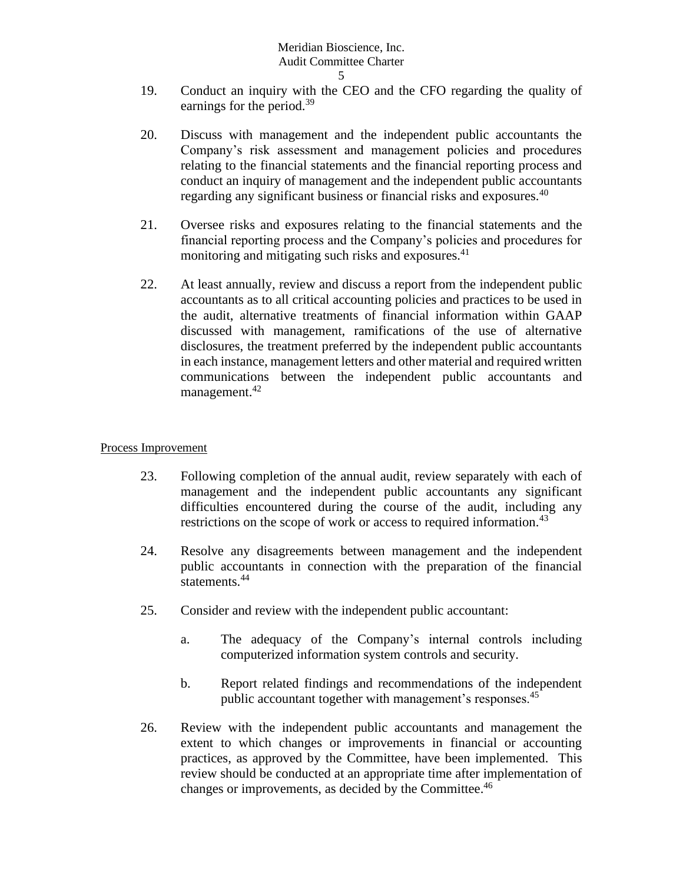19. Conduct an inquiry with the CEO and the CFO regarding the quality of earnings for the period.[39]

20. Discuss with management and the independent public accountants the Company's risk assessment and management policies and procedures relating to the financial statements and the financial reporting process and conduct an inquiry of management and the independent public accountants regarding any significant business or financial risks and exposures.[40]

21. Oversee risks and exposures relating to the financial statements and the financial reporting process and the Company's policies and procedures for monitoring and mitigating such risks and exposures.[41]

22. At least annually, review and discuss a report from the independent public accountants as to all critical accounting policies and practices to be used in the audit, alternative treatments of financial information within GAAP discussed with management, ramifications of the use of alternative disclosures, the treatment preferred by the independent public accountants in each instance, management letters and other material and required written communications between the independent public accountants and management.[42]

<u>Process Improvement</u>

23. Following completion of the annual audit, review separately with each of management and the independent public accountants any significant difficulties encountered during the course of the audit, including any restrictions on the scope of work or access to required information.[43]

24. Resolve any disagreements between management and the independent public accountants in connection with the preparation of the financial statements.[44]

25. Consider and review with the independent public accountant:

    a. The adequacy of the Company's internal controls including computerized information system controls and security.

    b. Report related findings and recommendations of the independent public accountant together with management's responses.[45]

26. Review with the independent public accountants and management the extent to which changes or improvements in financial or accounting practices, as approved by the Committee, have been implemented. This review should be conducted at an appropriate time after implementation of changes or improvements, as decided by the Committee.[46]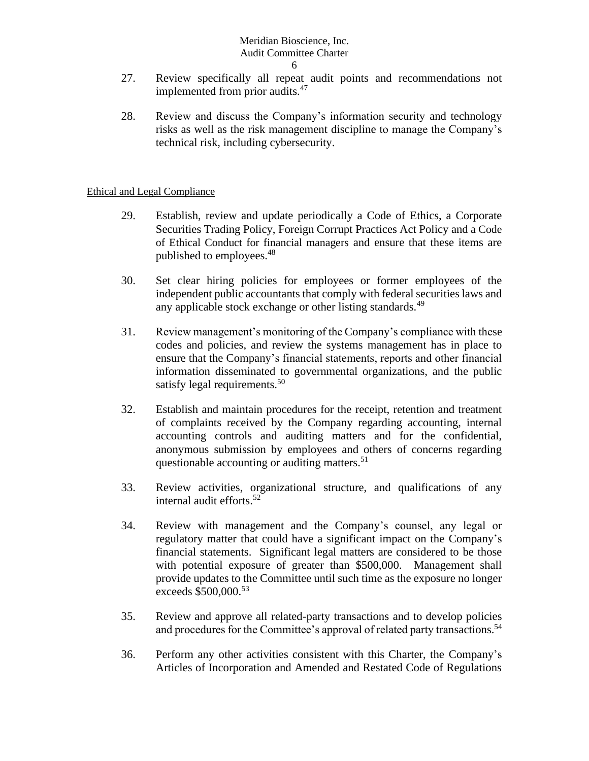27. Review specifically all repeat audit points and recommendations not implemented from prior audits.[47]

28. Review and discuss the Company's information security and technology risks as well as the risk management discipline to manage the Company's technical risk, including cybersecurity.

Ethical and Legal Compliance

29. Establish, review and update periodically a Code of Ethics, a Corporate Securities Trading Policy, Foreign Corrupt Practices Act Policy and a Code of Ethical Conduct for financial managers and ensure that these items are published to employees.[48]

30. Set clear hiring policies for employees or former employees of the independent public accountants that comply with federal securities laws and any applicable stock exchange or other listing standards.[49]

31. Review management's monitoring of the Company's compliance with these codes and policies, and review the systems management has in place to ensure that the Company's financial statements, reports and other financial information disseminated to governmental organizations, and the public satisfy legal requirements.[50]

32. Establish and maintain procedures for the receipt, retention and treatment of complaints received by the Company regarding accounting, internal accounting controls and auditing matters and for the confidential, anonymous submission by employees and others of concerns regarding questionable accounting or auditing matters.[51]

33. Review activities, organizational structure, and qualifications of any internal audit efforts.[52]

34. Review with management and the Company's counsel, any legal or regulatory matter that could have a significant impact on the Company's financial statements. Significant legal matters are considered to be those with potential exposure of greater than \$500,000. Management shall provide updates to the Committee until such time as the exposure no longer exceeds \$500,000.[53]

35. Review and approve all related-party transactions and to develop policies and procedures for the Committee's approval of related party transactions.[54]

36. Perform any other activities consistent with this Charter, the Company's Articles of Incorporation and Amended and Restated Code of Regulations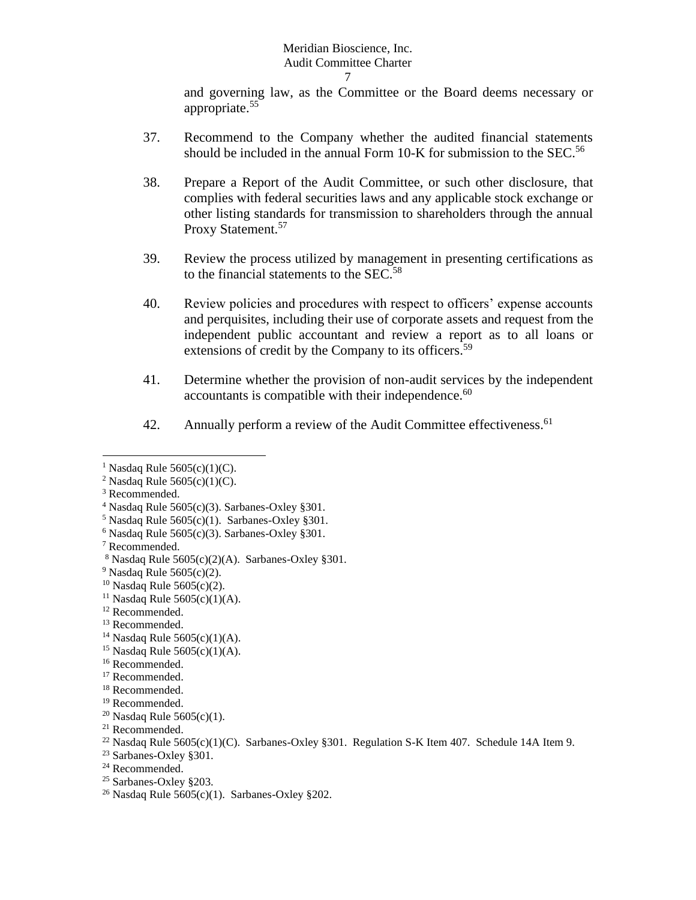and governing law, as the Committee or the Board deems necessary or appropriate.[55]

37. Recommend to the Company whether the audited financial statements should be included in the annual Form 10-K for submission to the SEC.[56]

38. Prepare a Report of the Audit Committee, or such other disclosure, that complies with federal securities laws and any applicable stock exchange or other listing standards for transmission to shareholders through the annual Proxy Statement.[57]

39. Review the process utilized by management in presenting certifications as to the financial statements to the SEC.[58]

40. Review policies and procedures with respect to officers' expense accounts and perquisites, including their use of corporate assets and request from the independent public accountant and review a report as to all loans or extensions of credit by the Company to its officers.[59]

41. Determine whether the provision of non-audit services by the independent accountants is compatible with their independence.[60]

42. Annually perform a review of the Audit Committee effectiveness.[61]

---

[1] Nasdaq Rule 5605(c)(1)(C).
[2] Nasdaq Rule 5605(c)(1)(C).
[3] Recommended.
[4] Nasdaq Rule 5605(c)(3). Sarbanes-Oxley §301.
[5] Nasdaq Rule 5605(c)(1). Sarbanes-Oxley §301.
[6] Nasdaq Rule 5605(c)(3). Sarbanes-Oxley §301.
[7] Recommended.
[8] Nasdaq Rule 5605(c)(2)(A). Sarbanes-Oxley §301.
[9] Nasdaq Rule 5605(c)(2).
[10] Nasdaq Rule 5605(c)(2).
[11] Nasdaq Rule 5605(c)(1)(A).
[12] Recommended.
[13] Recommended.
[14] Nasdaq Rule 5605(c)(1)(A).
[15] Nasdaq Rule 5605(c)(1)(A).
[16] Recommended.
[17] Recommended.
[18] Recommended.
[19] Recommended.
[20] Nasdaq Rule 5605(c)(1).
[21] Recommended.
[22] Nasdaq Rule 5605(c)(1)(C). Sarbanes-Oxley §301. Regulation S-K Item 407. Schedule 14A Item 9.
[23] Sarbanes-Oxley §301.
[24] Recommended.
[25] Sarbanes-Oxley §203.
[26] Nasdaq Rule 5605(c)(1). Sarbanes-Oxley §202.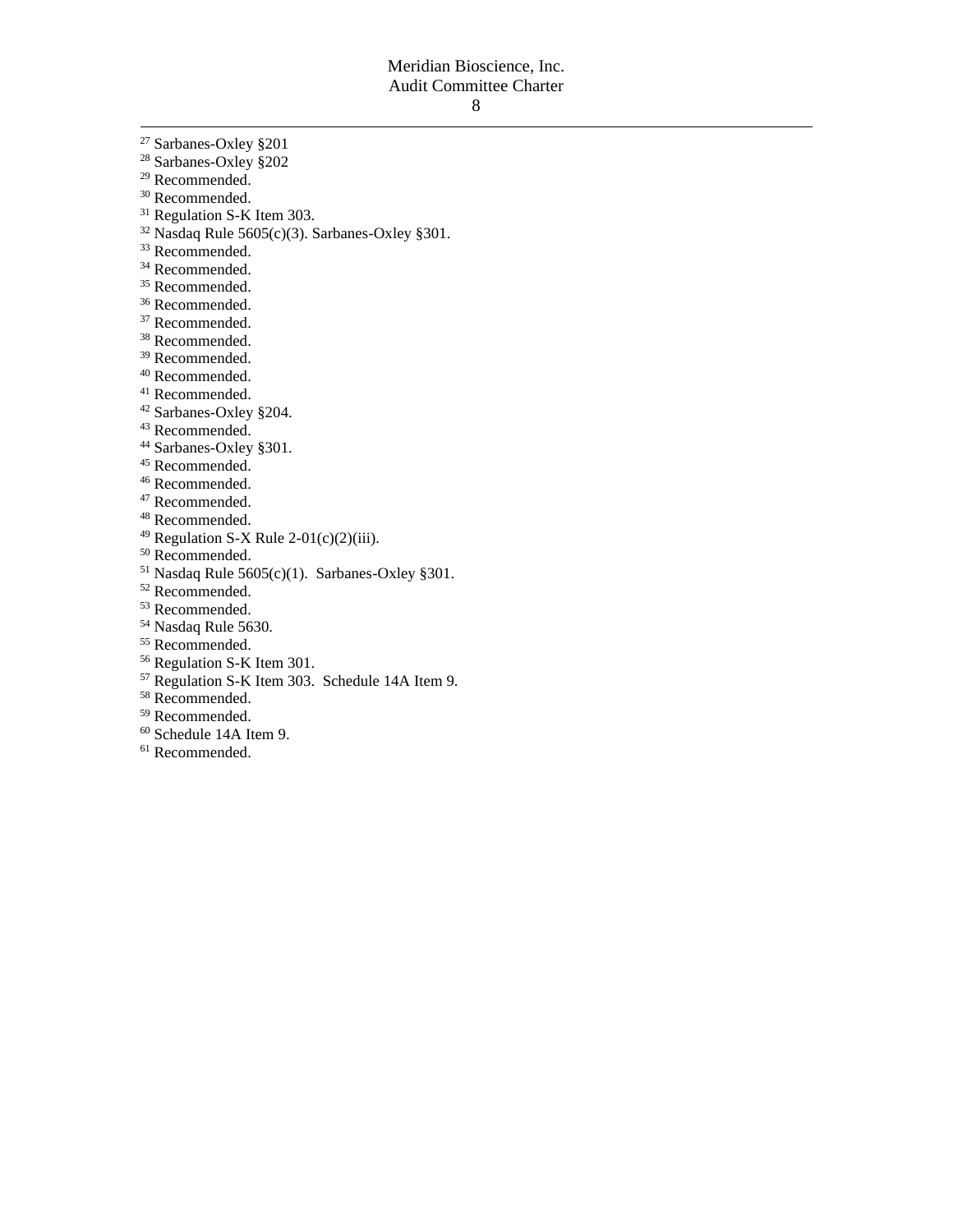[27] Sarbanes-Oxley §201
[28] Sarbanes-Oxley §202
[29] Recommended.
[30] Recommended.
[31] Regulation S-K Item 303.
[32] Nasdaq Rule 5605(c)(3). Sarbanes-Oxley §301.
[33] Recommended.
[34] Recommended.
[35] Recommended.
[36] Recommended.
[37] Recommended.
[38] Recommended.
[39] Recommended.
[40] Recommended.
[41] Recommended.
[42] Sarbanes-Oxley §204.
[43] Recommended.
[44] Sarbanes-Oxley §301.
[45] Recommended.
[46] Recommended.
[47] Recommended.
[48] Recommended.
[49] Regulation S-X Rule 2-01(c)(2)(iii).
[50] Recommended.
[51] Nasdaq Rule 5605(c)(1). Sarbanes-Oxley §301.
[52] Recommended.
[53] Recommended.
[54] Nasdaq Rule 5630.
[55] Recommended.
[56] Regulation S-K Item 301.
[57] Regulation S-K Item 303. Schedule 14A Item 9.
[58] Recommended.
[59] Recommended.
[60] Schedule 14A Item 9.
[61] Recommended.